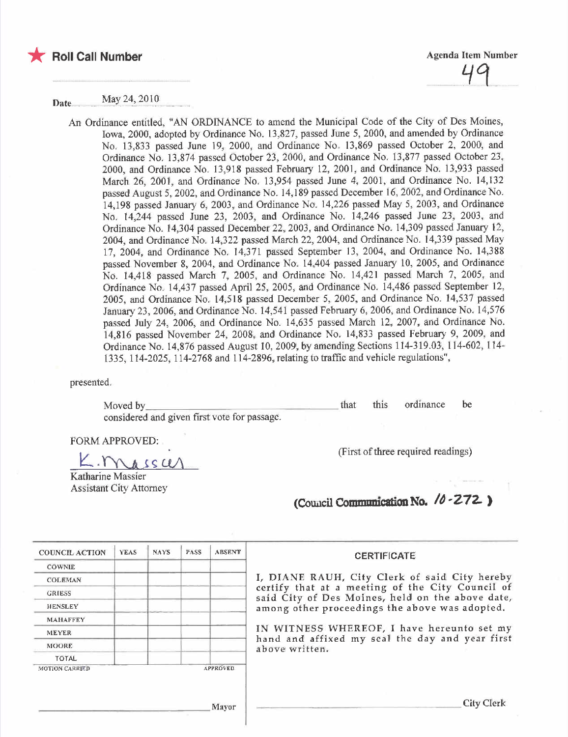★ **Roll Call Number**

Agenda Item Number

49

Date May 24, 2010

An Ordinance entitled, "AN ORDINANCE to amend the Municipal Code of the City of Des Moines, Iowa, 2000, adopted by Ordinance No. 13,827, passed June 5, 2000, and amended by Ordinance No. 13,833 passed June 19, 2000, and Ordinance No. 13,869 passed October 2, 2000, and Ordinance No. 13,874 passed October 23, 2000, and Ordinance No. 13,877 passed October 23, 2000, and Ordinance No. 13,918 passed February 12, 2001, and Ordinance No. 13,933 passed March 26, 2001, and Ordinance No. 13,954 passed June 4, 2001, and Ordinance No. 14,132 passed August 5, 2002, and Ordinance No. 14,189 passed December 16, 2002, and Ordinance No. 14,198 passed January 6, 2003, and Ordinance No. 14,226 passed May 5, 2003, and Ordinance No. 14,244 passed June 23, 2003, and Ordinance No. 14,246 passed June 23, 2003, and Ordinance No. 14,304 passed December 22, 2003, and Ordinance No. 14,309 passed January 12, 2004, and Ordinance No. 14,322 passed March 22, 2004, and Ordinance No. 14,339 passed May 17, 2004, and Ordinance No. 14,371 passed September 13, 2004, and Ordinance No. 14,388 passed November 8, 2004, and Ordinance No. 14,404 passed January 10, 2005, and Ordinance No. 14,418 passed March 7, 2005, and Ordinance No. 14,421 passed March 7, 2005, and Ordinance No. 14,437 passed April 25, 2005, and Ordinance No. 14,486 passed September 12, 2005, and Ordinance No. 14,518 passed December 5, 2005, and Ordinance No. 14,537 passed January 23, 2006, and Ordinance No. 14,541 passed February 6, 2006, and Ordinance No. 14,576 passed July 24, 2006, and Ordinance No. 14,635 passed March 12, 2007, and Ordinance No. 14,816 passed November 24, 2008, and Ordinance No. 14,833 passed February 9, 2009, and Ordinance No. 14,876 passed August 10, 2009, by amending Sections 114-319.03, 114-602, 114-1335, 114-2025, 114-2768 and 114-2896, relating to traffic and vehicle regulations",

presented.

Moved by ______________________________ that this ordinance be considered and given first vote for passage.

FORM APPROVED:

K. Massier
Katharine Massier
Assistant City Attorney

(First of three required readings)

**(Council Communication No. 10-272 )**

| COUNCIL ACTION | YEAS | NAYS | PASS | ABSENT |
|---|---|---|---|---|
| COWNIE | | | | |
| COLEMAN | | | | |
| GRIESS | | | | |
| HENSLEY | | | | |
| MAHAFFEY | | | | |
| MEYER | | | | |
| MOORE | | | | |
| TOTAL | | | | |
| MOTION CARRIED | | | | APPROVED |

______________________________ Mayor

**CERTIFICATE**

I, DIANE RAUH, City Clerk of said City hereby certify that at a meeting of the City Council of said City of Des Moines, held on the above date, among other proceedings the above was adopted.

IN WITNESS WHEREOF, I have hereunto set my hand and affixed my seal the day and year first above written.

______________________________ City Clerk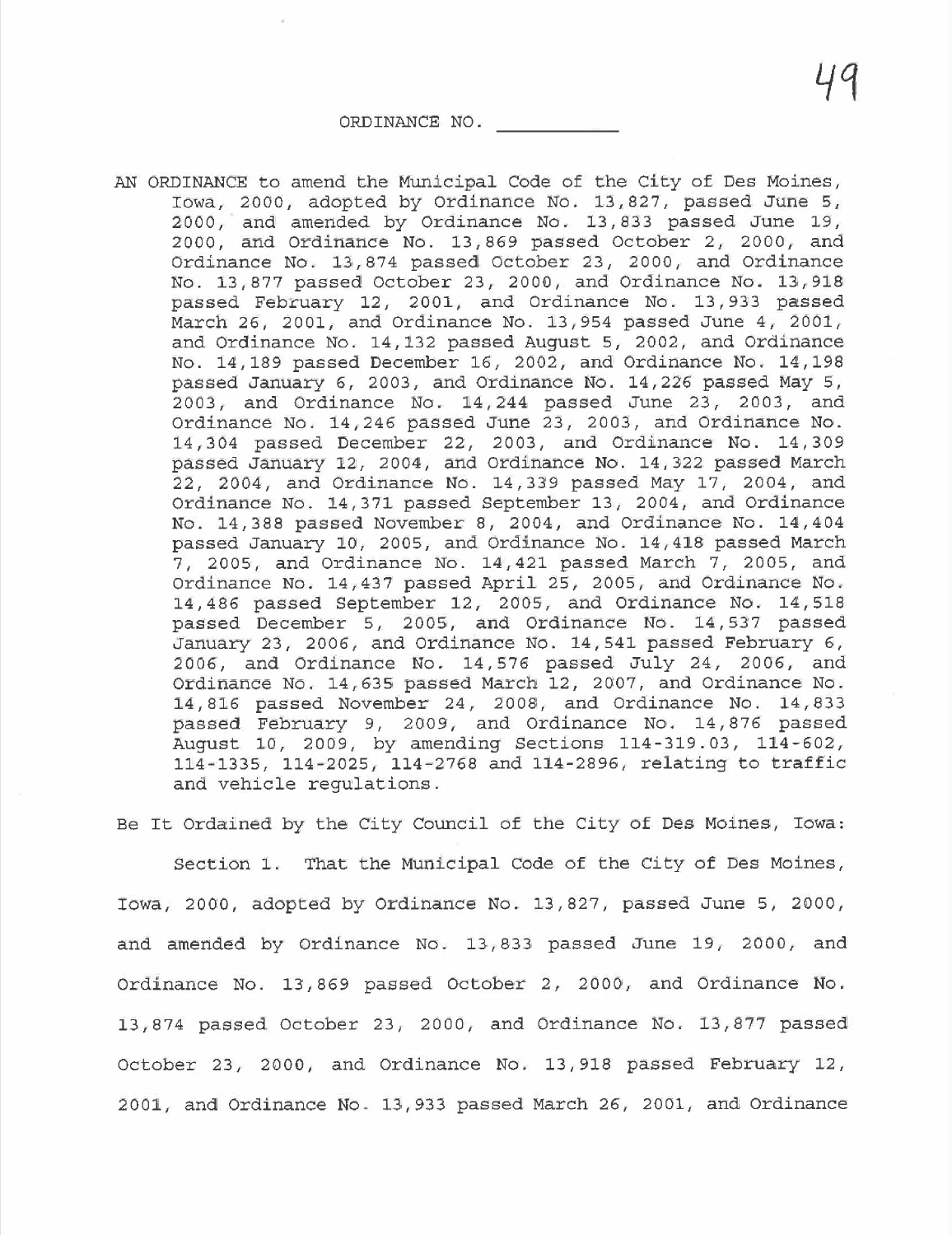ORDINANCE NO. ___________

AN ORDINANCE to amend the Municipal Code of the City of Des Moines, Iowa, 2000, adopted by Ordinance No. 13,827, passed June 5, 2000, and amended by Ordinance No. 13,833 passed June 19, 2000, and Ordinance No. 13,869 passed October 2, 2000, and Ordinance No. 13,874 passed October 23, 2000, and Ordinance No. 13,877 passed October 23, 2000, and Ordinance No. 13,918 passed February 12, 2001, and Ordinance No. 13,933 passed March 26, 2001, and Ordinance No. 13,954 passed June 4, 2001, and Ordinance No. 14,132 passed August 5, 2002, and Ordinance No. 14,189 passed December 16, 2002, and Ordinance No. 14,198 passed January 6, 2003, and Ordinance No. 14,226 passed May 5, 2003, and Ordinance No. 14,244 passed June 23, 2003, and Ordinance No. 14,246 passed June 23, 2003, and Ordinance No. 14,304 passed December 22, 2003, and Ordinance No. 14,309 passed January 12, 2004, and Ordinance No. 14,322 passed March 22, 2004, and Ordinance No. 14,339 passed May 17, 2004, and Ordinance No. 14,371 passed September 13, 2004, and Ordinance No. 14,388 passed November 8, 2004, and Ordinance No. 14,404 passed January 10, 2005, and Ordinance No. 14,418 passed March 7, 2005, and Ordinance No. 14,421 passed March 7, 2005, and Ordinance No. 14,437 passed April 25, 2005, and Ordinance No. 14,486 passed September 12, 2005, and Ordinance No. 14,518 passed December 5, 2005, and Ordinance No. 14,537 passed January 23, 2006, and Ordinance No. 14,541 passed February 6, 2006, and Ordinance No. 14,576 passed July 24, 2006, and Ordinance No. 14,635 passed March 12, 2007, and Ordinance No. 14,816 passed November 24, 2008, and Ordinance No. 14,833 passed February 9, 2009, and Ordinance No. 14,876 passed August 10, 2009, by amending Sections 114-319.03, 114-602, 114-1335, 114-2025, 114-2768 and 114-2896, relating to traffic and vehicle regulations.

Be It Ordained by the City Council of the City of Des Moines, Iowa:

Section 1. That the Municipal Code of the City of Des Moines, Iowa, 2000, adopted by Ordinance No. 13,827, passed June 5, 2000, and amended by Ordinance No. 13,833 passed June 19, 2000, and Ordinance No. 13,869 passed October 2, 2000, and Ordinance No. 13,874 passed October 23, 2000, and Ordinance No. 13,877 passed October 23, 2000, and Ordinance No. 13,918 passed February 12, 2001, and Ordinance No. 13,933 passed March 26, 2001, and Ordinance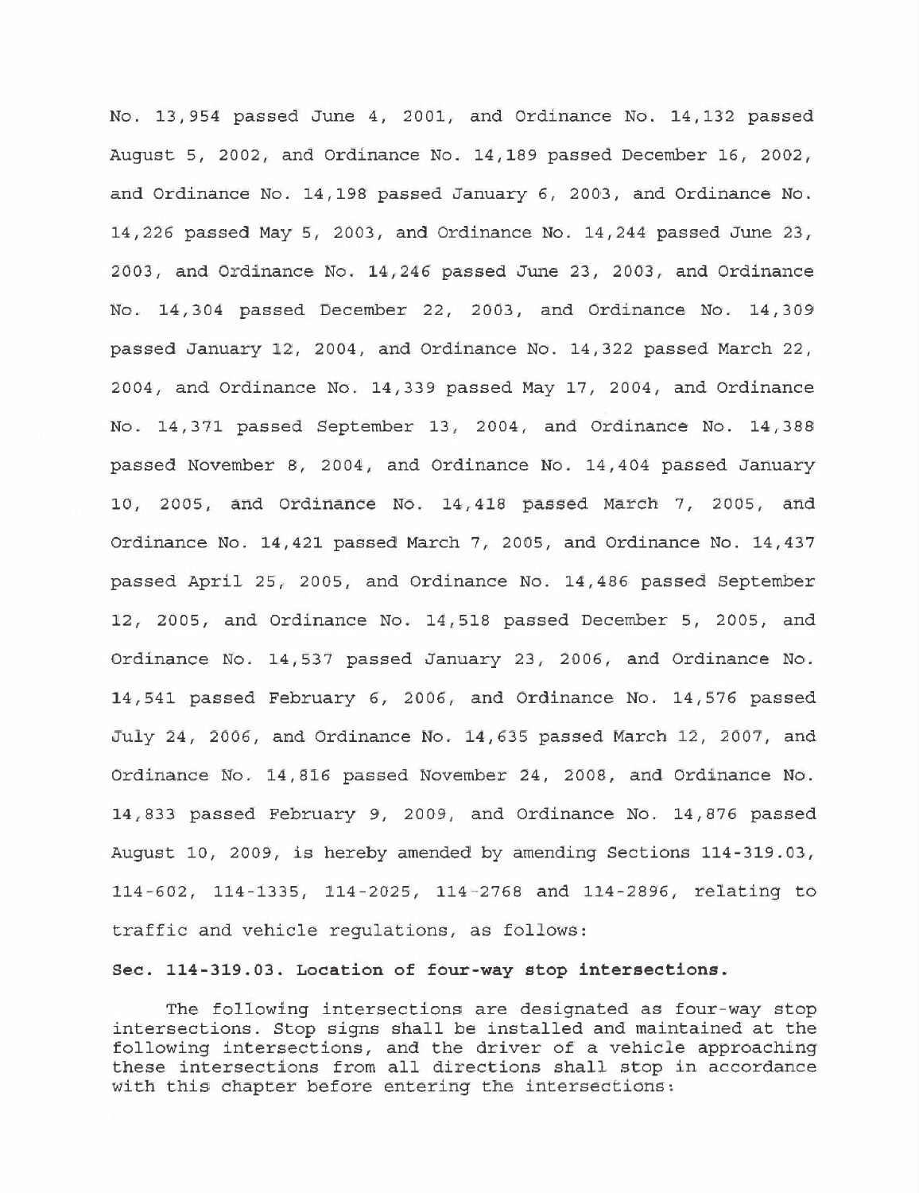No. 13,954 passed June 4, 2001, and Ordinance No. 14,132 passed August 5, 2002, and Ordinance No. 14,189 passed December 16, 2002, and Ordinance No. 14,198 passed January 6, 2003, and Ordinance No. 14,226 passed May 5, 2003, and Ordinance No. 14,244 passed June 23, 2003, and Ordinance No. 14,246 passed June 23, 2003, and Ordinance No. 14,304 passed December 22, 2003, and Ordinance No. 14,309 passed January 12, 2004, and Ordinance No. 14,322 passed March 22, 2004, and Ordinance No. 14,339 passed May 17, 2004, and Ordinance No. 14,371 passed September 13, 2004, and Ordinance No. 14,388 passed November 8, 2004, and Ordinance No. 14,404 passed January 10, 2005, and Ordinance No. 14,418 passed March 7, 2005, and Ordinance No. 14,421 passed March 7, 2005, and Ordinance No. 14,437 passed April 25, 2005, and Ordinance No. 14,486 passed September 12, 2005, and Ordinance No. 14,518 passed December 5, 2005, and Ordinance No. 14,537 passed January 23, 2006, and Ordinance No. 14,541 passed February 6, 2006, and Ordinance No. 14,576 passed July 24, 2006, and Ordinance No. 14,635 passed March 12, 2007, and Ordinance No. 14,816 passed November 24, 2008, and Ordinance No. 14,833 passed February 9, 2009, and Ordinance No. 14,876 passed August 10, 2009, is hereby amended by amending Sections 114-319.03, 114-602, 114-1335, 114-2025, 114-2768 and 114-2896, relating to traffic and vehicle regulations, as follows:

**Sec. 114-319.03. Location of four-way stop intersections.**

The following intersections are designated as four-way stop intersections. Stop signs shall be installed and maintained at the following intersections, and the driver of a vehicle approaching these intersections from all directions shall stop in accordance with this chapter before entering the intersections: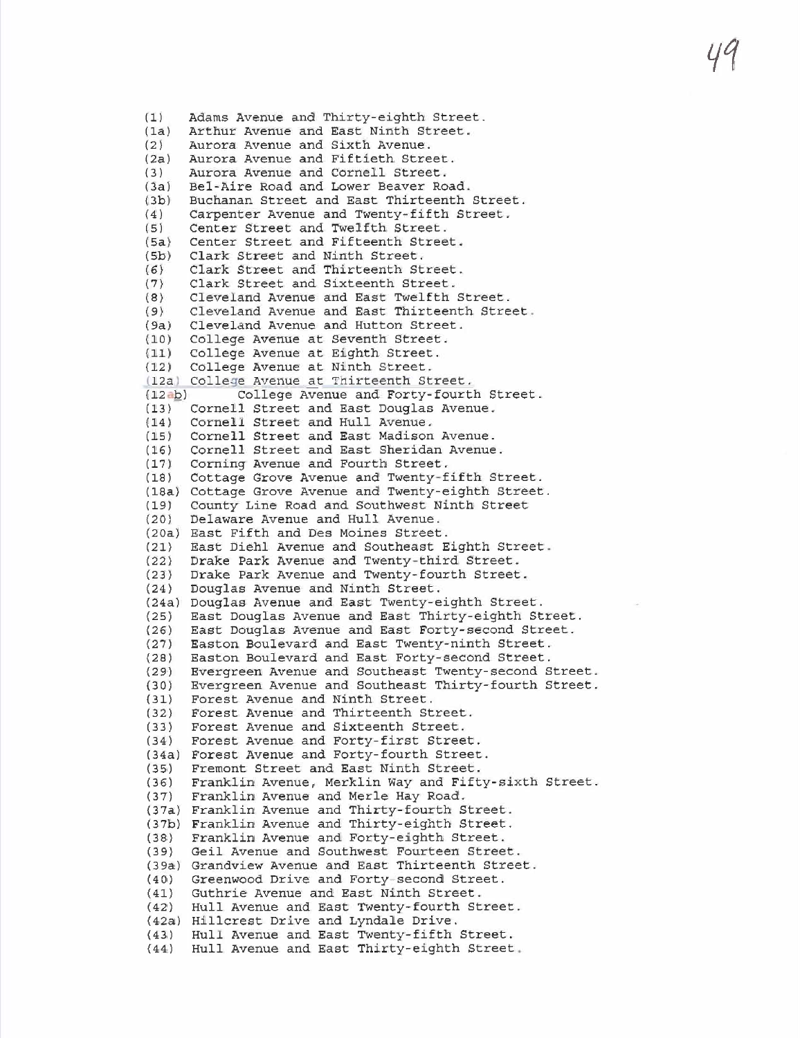(1) Adams Avenue and Thirty-eighth Street.
(1a) Arthur Avenue and East Ninth Street.
(2) Aurora Avenue and Sixth Avenue.
(2a) Aurora Avenue and Fiftieth Street.
(3) Aurora Avenue and Cornell Street.
(3a) Bel-Aire Road and Lower Beaver Road.
(3b) Buchanan Street and East Thirteenth Street.
(4) Carpenter Avenue and Twenty-fifth Street.
(5) Center Street and Twelfth Street.
(5a) Center Street and Fifteenth Street.
(5b) Clark Street and Ninth Street.
(6) Clark Street and Thirteenth Street.
(7) Clark Street and Sixteenth Street.
(8) Cleveland Avenue and East Twelfth Street.
(9) Cleveland Avenue and East Thirteenth Street.
(9a) Cleveland Avenue and Hutton Street.
(10) College Avenue at Seventh Street.
(11) College Avenue at Eighth Street.
(12) College Avenue at Ninth Street.
(12a) College Avenue at Thirteenth Street.
(12ab) College Avenue and Forty-fourth Street.
(13) Cornell Street and East Douglas Avenue.
(14) Cornell Street and Hull Avenue.
(15) Cornell Street and East Madison Avenue.
(16) Cornell Street and East Sheridan Avenue.
(17) Corning Avenue and Fourth Street.
(18) Cottage Grove Avenue and Twenty-fifth Street.
(18a) Cottage Grove Avenue and Twenty-eighth Street.
(19) County Line Road and Southwest Ninth Street
(20) Delaware Avenue and Hull Avenue.
(20a) East Fifth and Des Moines Street.
(21) East Diehl Avenue and Southeast Eighth Street.
(22) Drake Park Avenue and Twenty-third Street.
(23) Drake Park Avenue and Twenty-fourth Street.
(24) Douglas Avenue and Ninth Street.
(24a) Douglas Avenue and East Twenty-eighth Street.
(25) East Douglas Avenue and East Thirty-eighth Street.
(26) East Douglas Avenue and East Forty-second Street.
(27) Easton Boulevard and East Twenty-ninth Street.
(28) Easton Boulevard and East Forty-second Street.
(29) Evergreen Avenue and Southeast Twenty-second Street.
(30) Evergreen Avenue and Southeast Thirty-fourth Street.
(31) Forest Avenue and Ninth Street.
(32) Forest Avenue and Thirteenth Street.
(33) Forest Avenue and Sixteenth Street.
(34) Forest Avenue and Forty-first Street.
(34a) Forest Avenue and Forty-fourth Street.
(35) Fremont Street and East Ninth Street.
(36) Franklin Avenue, Merklin Way and Fifty-sixth Street.
(37) Franklin Avenue and Merle Hay Road.
(37a) Franklin Avenue and Thirty-fourth Street.
(37b) Franklin Avenue and Thirty-eighth Street.
(38) Franklin Avenue and Forty-eighth Street.
(39) Geil Avenue and Southwest Fourteen Street.
(39a) Grandview Avenue and East Thirteenth Street.
(40) Greenwood Drive and Forty-second Street.
(41) Guthrie Avenue and East Ninth Street.
(42) Hull Avenue and East Twenty-fourth Street.
(42a) Hillcrest Drive and Lyndale Drive.
(43) Hull Avenue and East Twenty-fifth Street.
(44) Hull Avenue and East Thirty-eighth Street.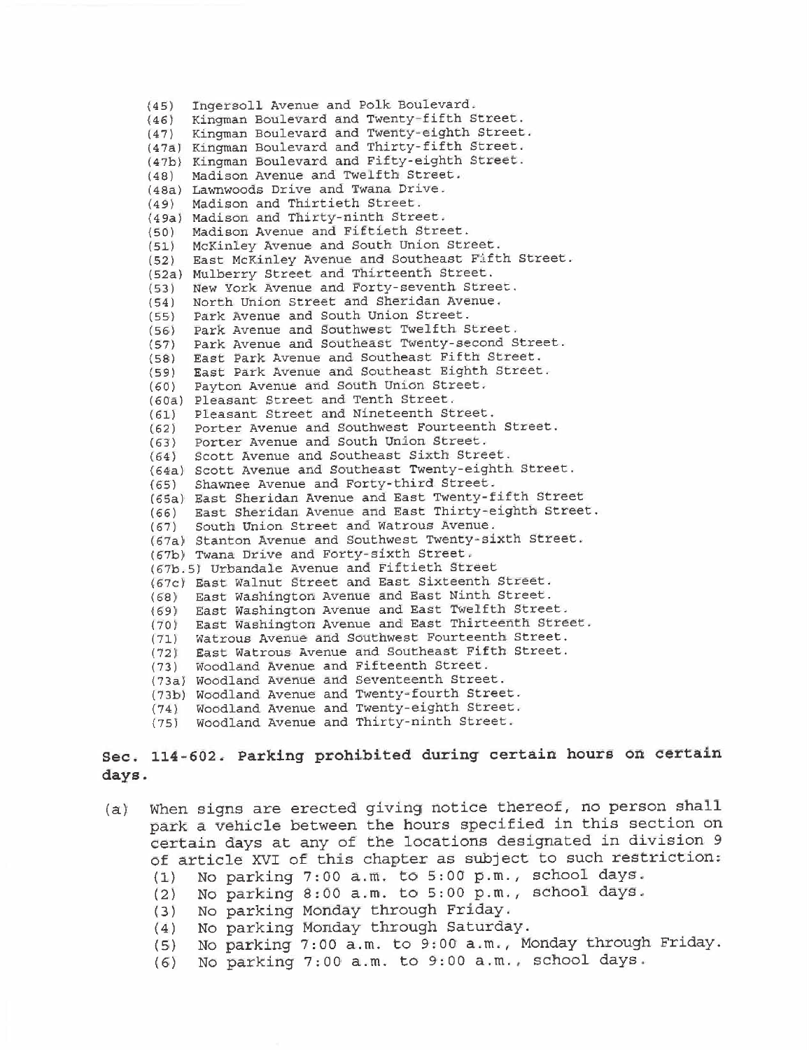(45) Ingersoll Avenue and Polk Boulevard.
(46) Kingman Boulevard and Twenty-fifth Street.
(47) Kingman Boulevard and Twenty-eighth Street.
(47a) Kingman Boulevard and Thirty-fifth Street.
(47b) Kingman Boulevard and Fifty-eighth Street.
(48) Madison Avenue and Twelfth Street.
(48a) Lawnwoods Drive and Twana Drive.
(49) Madison and Thirtieth Street.
(49a) Madison and Thirty-ninth Street.
(50) Madison Avenue and Fiftieth Street.
(51) McKinley Avenue and South Union Street.
(52) East McKinley Avenue and Southeast Fifth Street.
(52a) Mulberry Street and Thirteenth Street.
(53) New York Avenue and Forty-seventh Street.
(54) North Union Street and Sheridan Avenue.
(55) Park Avenue and South Union Street.
(56) Park Avenue and Southwest Twelfth Street.
(57) Park Avenue and Southeast Twenty-second Street.
(58) East Park Avenue and Southeast Fifth Street.
(59) East Park Avenue and Southeast Eighth Street.
(60) Payton Avenue and South Union Street.
(60a) Pleasant Street and Tenth Street.
(61) Pleasant Street and Nineteenth Street.
(62) Porter Avenue and Southwest Fourteenth Street.
(63) Porter Avenue and South Union Street.
(64) Scott Avenue and Southeast Sixth Street.
(64a) Scott Avenue and Southeast Twenty-eighth Street.
(65) Shawnee Avenue and Forty-third Street.
(65a) East Sheridan Avenue and East Twenty-fifth Street
(66) East Sheridan Avenue and East Thirty-eighth Street.
(67) South Union Street and Watrous Avenue.
(67a) Stanton Avenue and Southwest Twenty-sixth Street.
(67b) Twana Drive and Forty-sixth Street.
(67b.5) Urbandale Avenue and Fiftieth Street
(67c) East Walnut Street and East Sixteenth Street.
(68) East Washington Avenue and East Ninth Street.
(69) East Washington Avenue and East Twelfth Street.
(70) East Washington Avenue and East Thirteenth Street.
(71) Watrous Avenue and Southwest Fourteenth Street.
(72) East Watrous Avenue and Southeast Fifth Street.
(73) Woodland Avenue and Fifteenth Street.
(73a) Woodland Avenue and Seventeenth Street.
(73b) Woodland Avenue and Twenty-fourth Street.
(74) Woodland Avenue and Twenty-eighth Street.
(75) Woodland Avenue and Thirty-ninth Street.

## Sec. 114-602. Parking prohibited during certain hours on certain days.

(a) When signs are erected giving notice thereof, no person shall park a vehicle between the hours specified in this section on certain days at any of the locations designated in division 9 of article XVI of this chapter as subject to such restriction:
   (1) No parking 7:00 a.m. to 5:00 p.m., school days.
   (2) No parking 8:00 a.m. to 5:00 p.m., school days.
   (3) No parking Monday through Friday.
   (4) No parking Monday through Saturday.
   (5) No parking 7:00 a.m. to 9:00 a.m., Monday through Friday.
   (6) No parking 7:00 a.m. to 9:00 a.m., school days.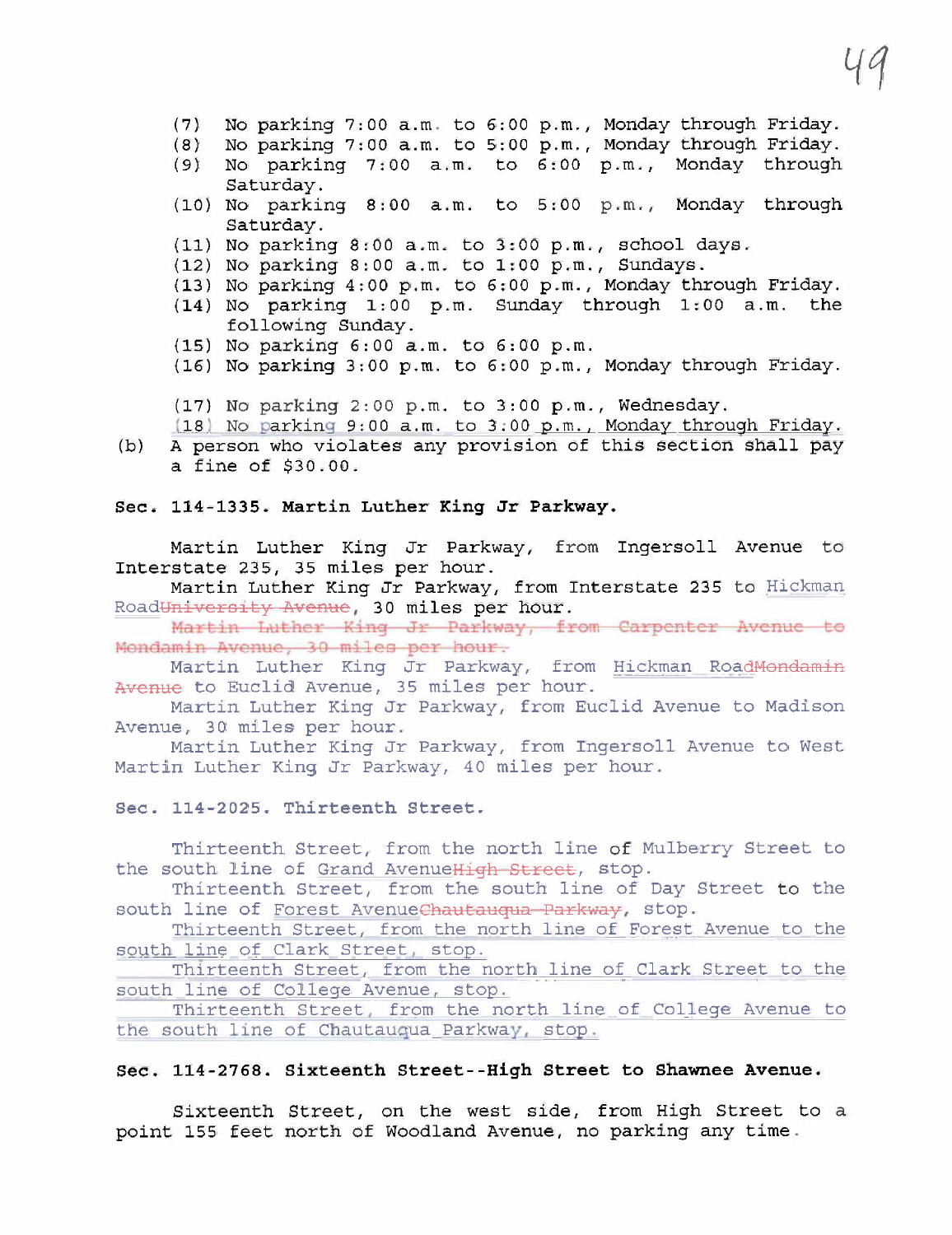(7) No parking 7:00 a.m. to 6:00 p.m., Monday through Friday.
(8) No parking 7:00 a.m. to 5:00 p.m., Monday through Friday.
(9) No parking 7:00 a.m. to 6:00 p.m., Monday through Saturday.
(10) No parking 8:00 a.m. to 5:00 p.m., Monday through Saturday.
(11) No parking 8:00 a.m. to 3:00 p.m., school days.
(12) No parking 8:00 a.m. to 1:00 p.m., Sundays.
(13) No parking 4:00 p.m. to 6:00 p.m., Monday through Friday.
(14) No parking 1:00 p.m. Sunday through 1:00 a.m. the following Sunday.
(15) No parking 6:00 a.m. to 6:00 p.m.
(16) No parking 3:00 p.m. to 6:00 p.m., Monday through Friday.

(17) No parking 2:00 p.m. to 3:00 p.m., Wednesday.
(18) No parking 9:00 a.m. to 3:00 p.m., Monday through Friday.

(b) A person who violates any provision of this section shall pay a fine of $30.00.

**Sec. 114-1335. Martin Luther King Jr Parkway.**

Martin Luther King Jr Parkway, from Ingersoll Avenue to Interstate 235, 35 miles per hour.

Martin Luther King Jr Parkway, from Interstate 235 to Hickman Road~~University Avenue~~, 30 miles per hour.

~~Martin Luther King Jr Parkway, from Carpenter Avenue to Mondamin Avenue, 30 miles per hour.~~

Martin Luther King Jr Parkway, from Hickman Road~~Mondamin Avenue~~ to Euclid Avenue, 35 miles per hour.

Martin Luther King Jr Parkway, from Euclid Avenue to Madison Avenue, 30 miles per hour.

Martin Luther King Jr Parkway, from Ingersoll Avenue to West Martin Luther King Jr Parkway, 40 miles per hour.

**Sec. 114-2025. Thirteenth Street.**

Thirteenth Street, from the north line of Mulberry Street to the south line of Grand Avenue~~High Street~~, stop.

Thirteenth Street, from the south line of Day Street to the south line of Forest Avenue~~Chautauqua Parkway~~, stop.

Thirteenth Street, from the north line of Forest Avenue to the south line of Clark Street, stop.

Thirteenth Street, from the north line of Clark Street to the south line of College Avenue, stop.

Thirteenth Street, from the north line of College Avenue to the south line of Chautauqua Parkway, stop.

**Sec. 114-2768. Sixteenth Street--High Street to Shawnee Avenue.**

Sixteenth Street, on the west side, from High Street to a point 155 feet north of Woodland Avenue, no parking any time.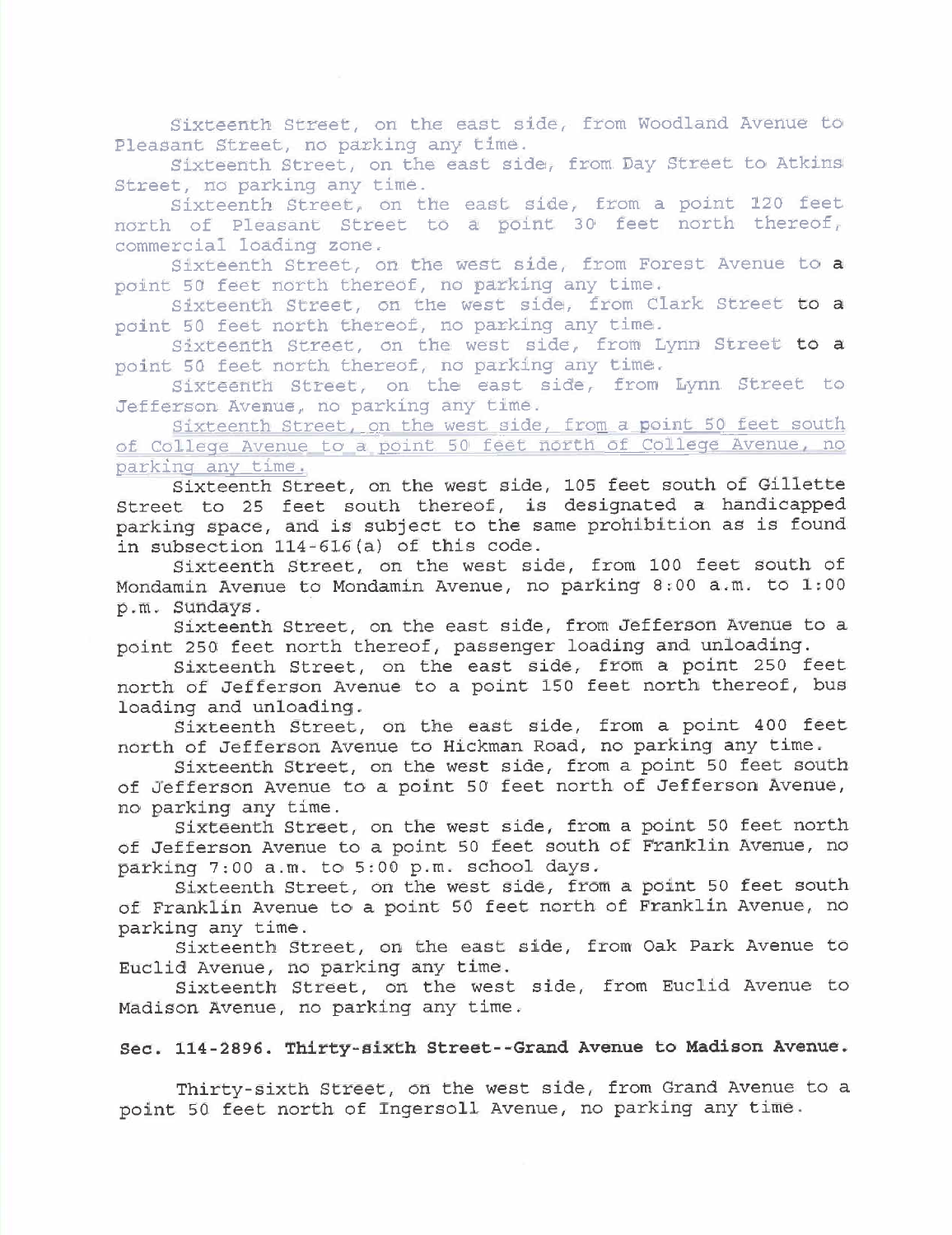Sixteenth Street, on the east side, from Woodland Avenue to Pleasant Street, no parking any time.

Sixteenth Street, on the east side, from Day Street to Atkins Street, no parking any time.

Sixteenth Street, on the east side, from a point 120 feet north of Pleasant Street to a point 30 feet north thereof, commercial loading zone.

Sixteenth Street, on the west side, from Forest Avenue to a point 50 feet north thereof, no parking any time.

Sixteenth Street, on the west side, from Clark Street to a point 50 feet north thereof, no parking any time.

Sixteenth Street, on the west side, from Lynn Street to a point 50 feet north thereof, no parking any time.

Sixteenth Street, on the east side, from Lynn Street to Jefferson Avenue, no parking any time.

<u>Sixteenth Street, on the west side, from a point 50 feet south of College Avenue to a point 50 feet north of College Avenue, no parking any time.</u>

Sixteenth Street, on the west side, 105 feet south of Gillette Street to 25 feet south thereof, is designated a handicapped parking space, and is subject to the same prohibition as is found in subsection 114-616(a) of this code.

Sixteenth Street, on the west side, from 100 feet south of Mondamin Avenue to Mondamin Avenue, no parking 8:00 a.m. to 1:00 p.m. Sundays.

Sixteenth Street, on the east side, from Jefferson Avenue to a point 250 feet north thereof, passenger loading and unloading.

Sixteenth Street, on the east side, from a point 250 feet north of Jefferson Avenue to a point 150 feet north thereof, bus loading and unloading.

Sixteenth Street, on the east side, from a point 400 feet north of Jefferson Avenue to Hickman Road, no parking any time.

Sixteenth Street, on the west side, from a point 50 feet south of Jefferson Avenue to a point 50 feet north of Jefferson Avenue, no parking any time.

Sixteenth Street, on the west side, from a point 50 feet north of Jefferson Avenue to a point 50 feet south of Franklin Avenue, no parking 7:00 a.m. to 5:00 p.m. school days.

Sixteenth Street, on the west side, from a point 50 feet south of Franklin Avenue to a point 50 feet north of Franklin Avenue, no parking any time.

Sixteenth Street, on the east side, from Oak Park Avenue to Euclid Avenue, no parking any time.

Sixteenth Street, on the west side, from Euclid Avenue to Madison Avenue, no parking any time.

**Sec. 114-2896. Thirty-sixth Street--Grand Avenue to Madison Avenue.**

Thirty-sixth Street, on the west side, from Grand Avenue to a point 50 feet north of Ingersoll Avenue, no parking any time.